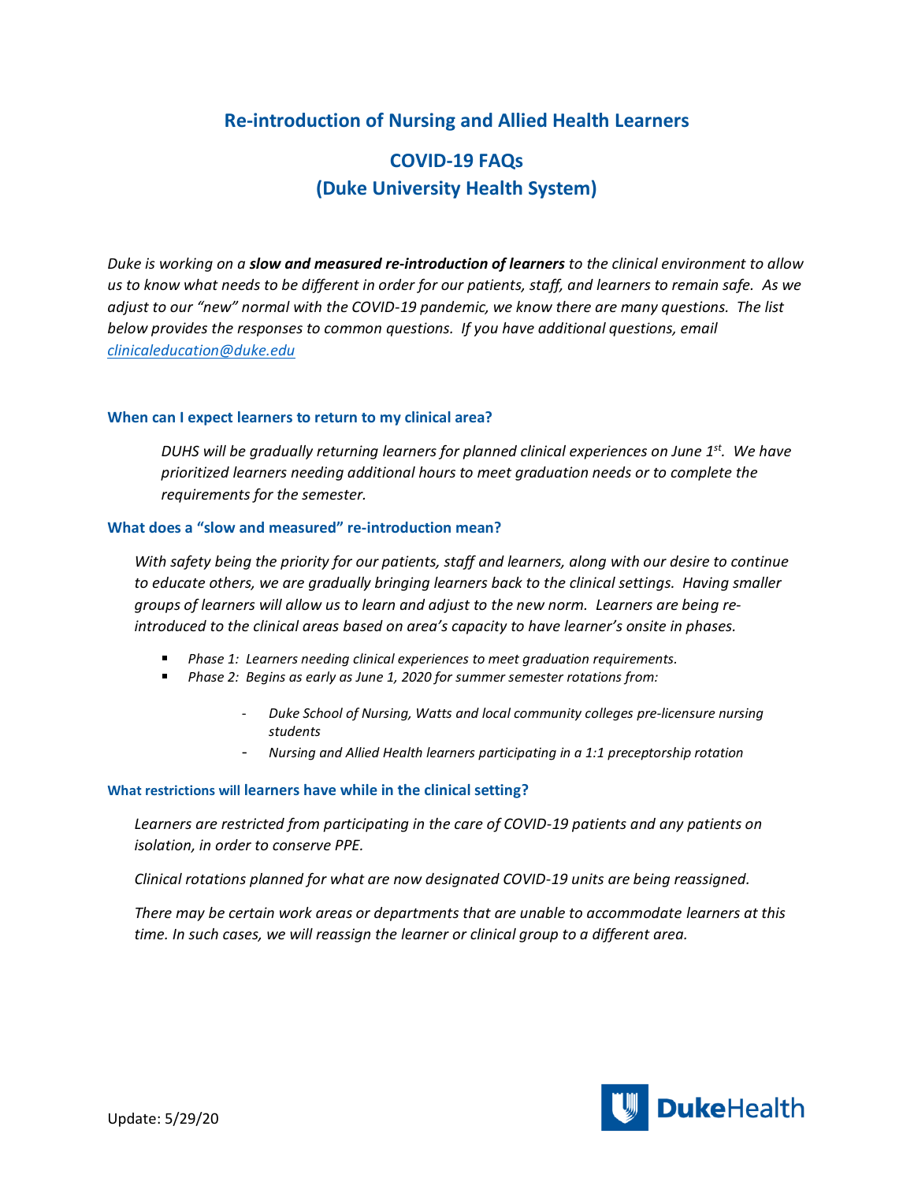# Re-introduction of Nursing and Allied Health Learners

## COVID-19 FAQs
## (Duke University Health System)

*Duke is working on a* ***slow and measured re-introduction of learners*** *to the clinical environment to allow us to know what needs to be different in order for our patients, staff, and learners to remain safe. As we adjust to our "new" normal with the COVID-19 pandemic, we know there are many questions. The list below provides the responses to common questions. If you have additional questions, email [clinicaleducation@duke.edu](mailto:clinicaleducation@duke.edu)*

### When can I expect learners to return to my clinical area?

*DUHS will be gradually returning learners for planned clinical experiences on June 1st. We have prioritized learners needing additional hours to meet graduation needs or to complete the requirements for the semester.*

### What does a "slow and measured" re-introduction mean?

*With safety being the priority for our patients, staff and learners, along with our desire to continue to educate others, we are gradually bringing learners back to the clinical settings. Having smaller groups of learners will allow us to learn and adjust to the new norm. Learners are being re-introduced to the clinical areas based on area's capacity to have learner's onsite in phases.*

- *Phase 1: Learners needing clinical experiences to meet graduation requirements.*
- *Phase 2: Begins as early as June 1, 2020 for summer semester rotations from:*
  - *Duke School of Nursing, Watts and local community colleges pre-licensure nursing students*
  - *Nursing and Allied Health learners participating in a 1:1 preceptorship rotation*

### What restrictions will learners have while in the clinical setting?

*Learners are restricted from participating in the care of COVID-19 patients and any patients on isolation, in order to conserve PPE.*

*Clinical rotations planned for what are now designated COVID-19 units are being reassigned.*

*There may be certain work areas or departments that are unable to accommodate learners at this time. In such cases, we will reassign the learner or clinical group to a different area.*

Update: 5/29/20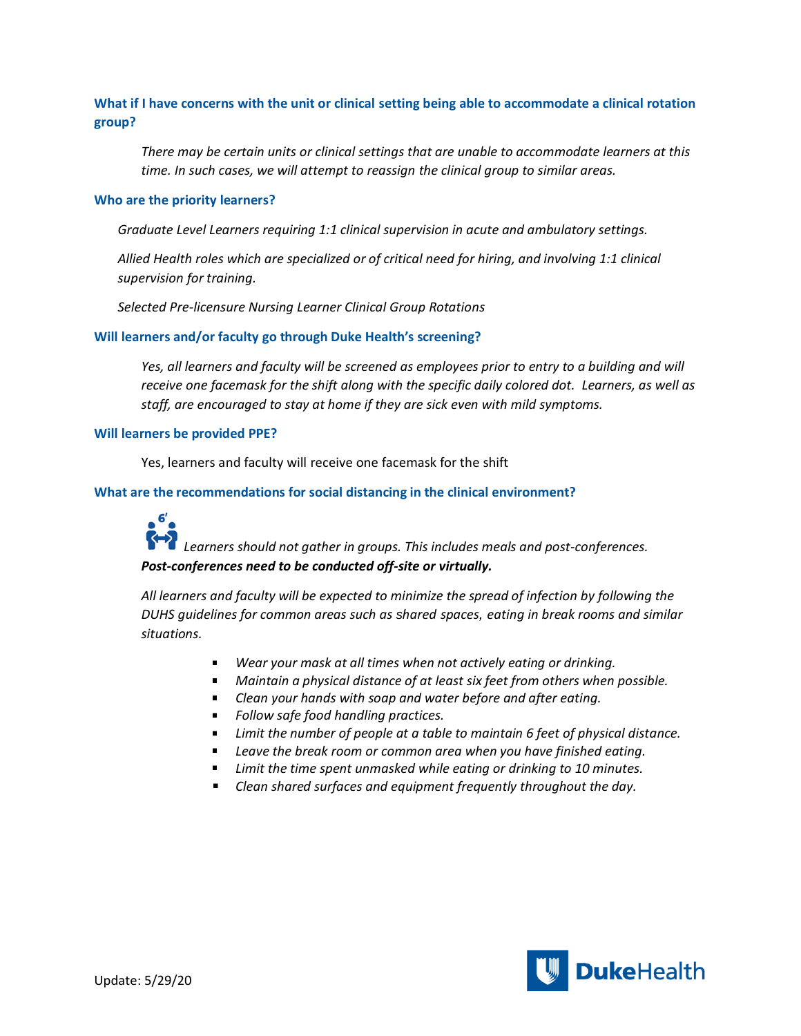### What if I have concerns with the unit or clinical setting being able to accommodate a clinical rotation group?

*There may be certain units or clinical settings that are unable to accommodate learners at this time. In such cases, we will attempt to reassign the clinical group to similar areas.*

### Who are the priority learners?

*Graduate Level Learners requiring 1:1 clinical supervision in acute and ambulatory settings.*

*Allied Health roles which are specialized or of critical need for hiring, and involving 1:1 clinical supervision for training.*

*Selected Pre-licensure Nursing Learner Clinical Group Rotations*

### Will learners and/or faculty go through Duke Health's screening?

*Yes, all learners and faculty will be screened as employees prior to entry to a building and will receive one facemask for the shift along with the specific daily colored dot. Learners, as well as staff, are encouraged to stay at home if they are sick even with mild symptoms.*

### Will learners be provided PPE?

Yes, learners and faculty will receive one facemask for the shift

### What are the recommendations for social distancing in the clinical environment?

*Learners should not gather in groups. This includes meals and post-conferences.* ***Post-conferences need to be conducted off-site or virtually.***

*All learners and faculty will be expected to minimize the spread of infection by following the DUHS guidelines for common areas such as shared spaces, eating in break rooms and similar situations.*

- *Wear your mask at all times when not actively eating or drinking.*
- *Maintain a physical distance of at least six feet from others when possible.*
- *Clean your hands with soap and water before and after eating.*
- *Follow safe food handling practices.*
- *Limit the number of people at a table to maintain 6 feet of physical distance.*
- *Leave the break room or common area when you have finished eating.*
- *Limit the time spent unmasked while eating or drinking to 10 minutes.*
- *Clean shared surfaces and equipment frequently throughout the day.*

Update: 5/29/20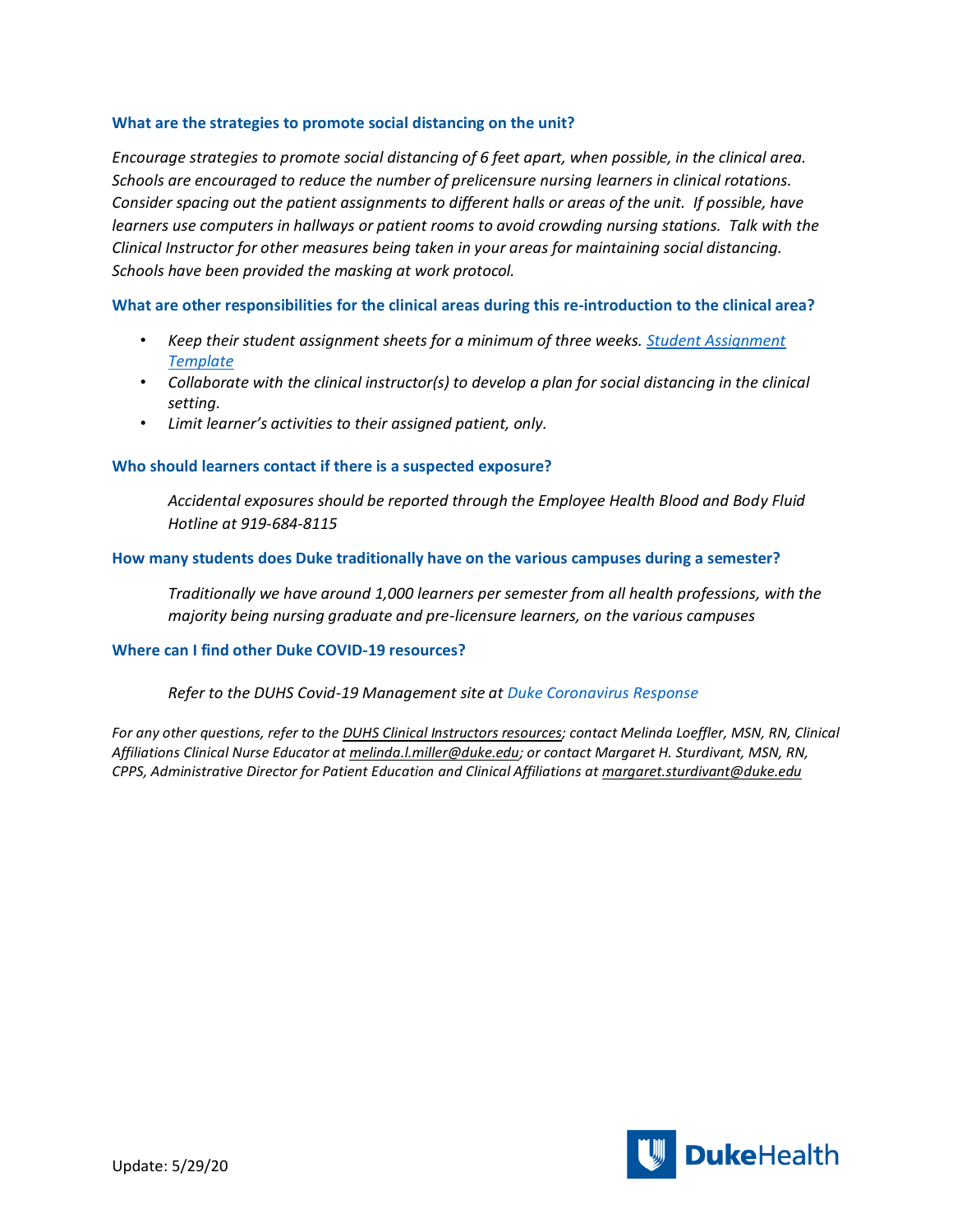### What are the strategies to promote social distancing on the unit?

*Encourage strategies to promote social distancing of 6 feet apart, when possible, in the clinical area. Schools are encouraged to reduce the number of prelicensure nursing learners in clinical rotations. Consider spacing out the patient assignments to different halls or areas of the unit. If possible, have learners use computers in hallways or patient rooms to avoid crowding nursing stations. Talk with the Clinical Instructor for other measures being taken in your areas for maintaining social distancing. Schools have been provided the masking at work protocol.*

### What are other responsibilities for the clinical areas during this re-introduction to the clinical area?

- *Keep their student assignment sheets for a minimum of three weeks. Student Assignment Template*
- *Collaborate with the clinical instructor(s) to develop a plan for social distancing in the clinical setting.*
- *Limit learner's activities to their assigned patient, only.*

### Who should learners contact if there is a suspected exposure?

*Accidental exposures should be reported through the Employee Health Blood and Body Fluid Hotline at 919-684-8115*

### How many students does Duke traditionally have on the various campuses during a semester?

*Traditionally we have around 1,000 learners per semester from all health professions, with the majority being nursing graduate and pre-licensure learners, on the various campuses*

### Where can I find other Duke COVID-19 resources?

*Refer to the DUHS Covid-19 Management site at Duke Coronavirus Response*

*For any other questions, refer to the DUHS Clinical Instructors resources; contact Melinda Loeffler, MSN, RN, Clinical Affiliations Clinical Nurse Educator at melinda.l.miller@duke.edu; or contact Margaret H. Sturdivant, MSN, RN, CPPS, Administrative Director for Patient Education and Clinical Affiliations at margaret.sturdivant@duke.edu*

Update: 5/29/20

DukeHealth